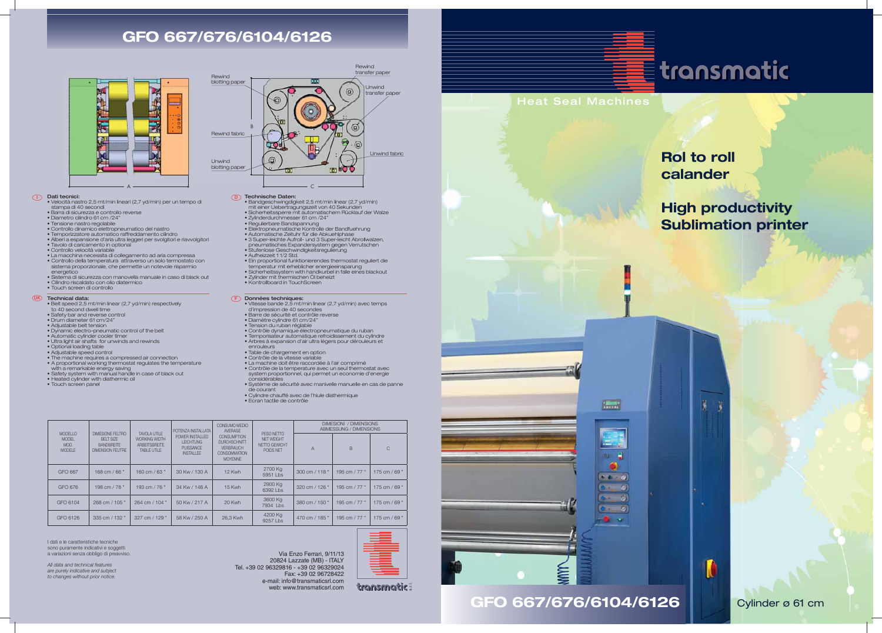# GFO 667/676/6104/6126

Rewind blotting paper

Rewind transfer paper

Unwind transfer paper

Rewind fabric

Unwind fabric

Unwind blotting paper

A

B

C

**I** **Dati tecnici:**

- Velocità nastro 2,5 mt/min lineari (2,7 yd/min) per un tempo di stampa di 40 secondi
- Barra di sicurezza e controllo reverse
- Diametro cilindro 61 cm /24"
- Tensione nastro regolabile
- Controllo dinamico elettropneumatico del nastro
- Temporizzatore automatico raffreddamento cilindro
- Alberi a espansione d'aria ultra leggeri per svolgitori e riavvolgitori
- Tavolo di caricamento in optional
- Controllo velocità variabile
- La macchina necessita di collegamento ad aria compressa
- Controllo della temperatura attraverso un solo termostato con sistema proporzionale, che permette un notevole risparmio energetico
- Sistema di sicurezza con manovella manuale in caso di black out
- Cilindro riscaldato con olio diatermico
- Touch screen di controllo

**UK** **Technical data:**

- Belt speed 2,5 mt/min linear (2,7 yd/min) respectively to 40 second dwell time
- Safety bar and reverse control
- Drum diameter 61 cm/24"
- Adjustable belt tension
- Dynamic electro-pneumatic control of the belt
- Automatic cylinder cooler timer
- Ultra light air shafts for unwinds and rewinds
- Optional loading table
- Adjustable speed control
- The machine requires a compressed air connection
- A proportional working thermostat regulates the temperature with a remarkable energy saving
- Safety system with manual handle in case of black out
- Heated cylinder with diathermic oil
- Touch screen panel

**D** **Technische Daten:**

- Bandgeschwindigkeit 2,5 mt/min linear (2,7 yd/min) mit einer Uebertragungszeit von 40 Sekunden
- Sicherheitssperre mit automatischem Rücklauf der Walze
- Zylinderdurchmesser 61 cm /24"
- Regulierbare Bandspannung
- Elektropneumatische Kontrolle der Bandfuehrung
- Automatische Zeituhr für die Abkuehlphase
- 3 Super-leichte Aufroll- und 3 Super-leicht Abrollwalzen, pneumatisches Expandersystem gegen Verrutschen
- Stufenlose Geschwindigkeitsregulierung
- Aufheizzeit 1 1/2 Std.
- Ein proportional funktionierendes thermostat reguliert die temperatur mit erheblicher energieeinsparung
- Sicherheitssystem with handkurbel in falle eines blackout
- Zylinder mit thermischen Öl beheizt
- Kontrollboard in TouchScreen

**F** **Données techniques:**

- Vitesse bande 2,5 mt/min linear (2,7 yd/min) avec temps d'impression de 40 secondes
- Barre de sécurité et contrôle reverse
- Diamètre cylindre 61 cm/24"
- Tension du ruban réglable
- Contrôle dynamique électropneumatique du ruban
- Temporisateur automatique refroidissement du cylindre
- Arbres à expansion d'air ultra légers pour dérouleurs et enrouleurs
- Table de chargement en option
- Contrôle de la vitesse variable
- La machine doit être raccordée à l'air comprimé
- Contrôle de la temperature avec un seul thermostat avec system proportionnel, qui permet un economie d'energie considérables
- Système de sécurité avec manivelle manuelle en cas de panne de courant
- Cylindre chauffé avec de l'hiule diathermique
- Ecran tactile de contrôle

| MODELLO MODEL MOD. MODELE | DIMESIONE FELTRO BELT SIZE BANDBREITE DIMENSION FEUTRE | TAVOLA UTILE WORKING WIDTH ARBEITSBREITE TABLE UTILE | POTENZA INSTALLATA POWER INSTALLED LEICHTUNG PUISSANCE INSTALLEE | CONSUMO MEDIO AVERAGE CONSUMPTION DURCHSCHNITT VERBRAUCH CONSOMMATION MOYENNE | PESO NETTO NET WEIGHT NETTO GEWICHT POIDS NET | DIMENSIONI / DIMENSIONS ABMESSUNG / DIMENSIONS | | |
|---|---|---|---|---|---|---|---|---|
| | | | | | | A | B | C |
| GFO 667 | 168 cm / 66 " | 160 cm / 63 " | 30 Kw / 130 A | 12 Kwh | 2700 Kg 5951 Lbs | 300 cm / 118 " | 195 cm / 77 " | 175 cm / 69 " |
| GFO 676 | 198 cm / 78 " | 193 cm / 76 " | 34 Kw / 146 A | 15 Kwh | 2900 Kg 6392 Lbs | 320 cm / 126 " | 195 cm / 77 " | 175 cm / 69 " |
| GFO 6104 | 268 cm / 105 " | 264 cm / 104 " | 50 Kw / 217 A | 20 Kwh | 3600 Kg 7934 Lbs | 380 cm / 150 " | 195 cm / 77 " | 175 cm / 69 " |
| GFO 6126 | 335 cm / 132 " | 327 cm / 129 " | 58 Kw / 250 A | 26,3 Kwh | 4200 Kg 9257 Lbs | 470 cm / 185 " | 195 cm / 77 " | 175 cm / 69 " |

I dati e le caratteristiche tecniche sono puramente indicativi e soggetti a variazioni senza obbligo di preavviso.

*All data and technical features are purely indicative and subject to changes without prior notice.*

Via Enzo Ferrari, 9/11/13
20824 Lazzate (MB) - ITALY
Tel. +39 02 96329816 - +39 02 96329024
Fax: +39 02 96728422
e-mail: info@transmaticsrl.com
web: www.transmaticsrl.com

transmatic s.r.l.

# transmatic

Heat Seal Machines

## Rol to roll calander

## High productivity Sublimation printer

# GFO 667/676/6104/6126

Cylinder ø 61 cm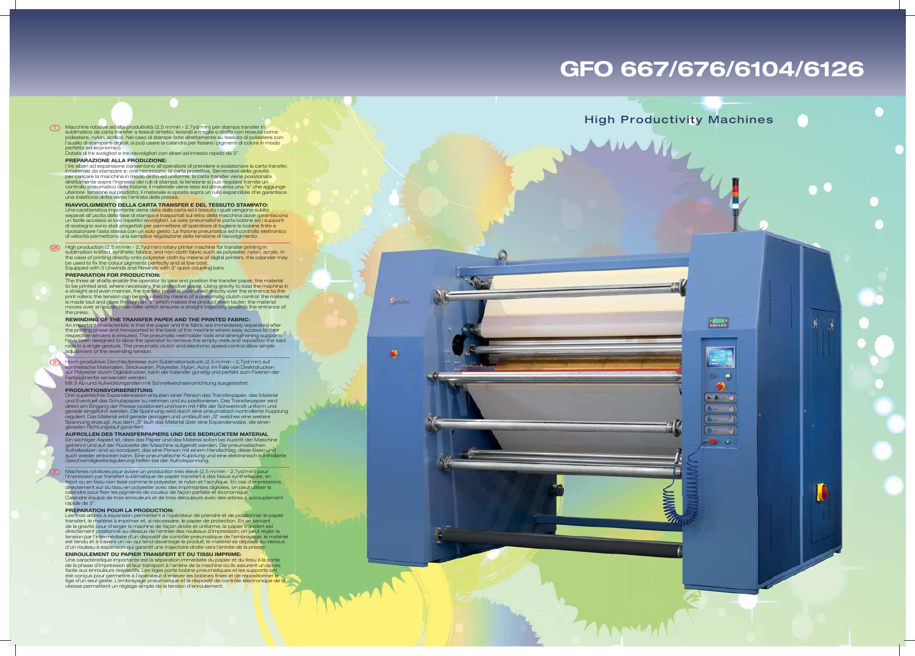# GFO 667/676/6104/6126

## High Productivity Machines

(I) Macchine rotative ad alta produttività (2,5 m/min - 2,7yd/min) per stampa transfer in sublimatico da carta transfer a tessuti sintetici, lavorati a maglia o stoffa non tessuta come poliestere, nylon, acrilico. Nel caso di stampe fatte direttamente su tessuto di poliestere con l'ausilio di stampanti digitali, si può usare la calandra per fissare i pigmenti di colore in modo perfetto ed economico.
Dotata di tre svolgitori e tre riavvolgitori con alberi ad innesto rapido da 3".

**PREPARAZIONE ALLA PRODUZIONE:**
I tre alberi ad espansione consentono all'operatore di prendere e posizionare la carta transfer, il materiale da stampare e, ove necessario, la carta protettiva. Servendosi della gravità per caricare la macchina in modo diritto ed uniforme, la carta transfer viene posizionata direttamente sopra l'ingresso dei rulli di stampa; la tensione si può regolare tramite un controllo pneumatico della frizione: il materiale viene teso ed attraversa una "s" che aggiunge ulteriore tensione sul prodotto; il materiale si sposta sopra un rullo espandibile che garantisce una traiettoria diritta verso l'entrata della pressa.

**RIAVVOLGIMENTO DELLA CARTA TRANSFER E DEL TESSUTO STAMPATO:**
Una caratteristica importante viene data dalla carta ed il tessuto i quali vengono subito separati all'uscita della fase di stampa e trasportati sul retro della macchina dove garantiscono un facile accesso ai loro rispettivi avvolgitori. Le aste pneumatiche porta bobine ed i supporti di sostegno sono stati progettati per permettere all'operatore di togliere le bobine finite e riposizionare l'asta stessa con un solo gesto. La frizione pneumatica ed il controllo elettronico di velocità permettono una semplice regolazione della tensione di riavvolgimento.

(UK) High production (2,5 m/min - 2,7yd/min) rotary printer machine for transfer printing in sublimation knitted, synthetic fabrics, and non-cloth fabric such as polyester, nylon, acrylic. In the case of printing directly onto polyester cloth by means of digital printers, the calander may be used to fix the colour pigments perfectly and at low cost.
Equipped with 3 Unwinds and Rewinds with 3" quick coupling bars.

**PREPARATION FOR PRODUCTION:**
The three air shafts enable the operator to take and position the transfer paper, the material to be printed and, where necessary, the protective paper. Using gravity to load the machine in a straight and even manner, the transfer paper is positioned directly over the entrance to the print rollers; the tension can be regulated by means of a pneumatic clutch control: the material is made taut and goes through an "s" which makes the product even tauter; the material moves over an expandable roller which ensures a straight trajectory towards the entrance of the press.

**REWINDING OF THE TRANSFER PAPER AND THE PRINTED FABRIC:**
An important characteristic is that the paper and the fabric are immediately separated after the printing phase and transported to the back of the machine where easy access to their respective winders is ensured. The pneumatic reel holder rods and strengthening supports have been designed to allow the operator to remove the empty reels and reposition the said rods in a single gesture. The pneumatic clutch and electronic speed control allow simple adjustment of the rewinding tension.

(D) Hoch-produktive Derchlaufpresse zum Sublimationsdruck (2,5 m/min - 2,7yd/min) auf synthetische Materialien, Strickwaren, Polyester, Nylon, Acryl. Im Falle von Direktdrucken auf Polyester durch Digitaldrucker, kann die Kalander günstig und perfekt zum Fixieren der Farbpigmente verwendet werden.
Mit 3 Ab-und Aufwicklungsrollen mit Schnellwechselvorrichtung ausgestattet.

**PRODUKTIONSVORBEREITUNG**
Drei superleichte Expanderwalzen erlauben einer Person das Transferpapier, das Material und Eventuell das Schutzpapier zu nehmen und zu positionieren. Das Transferpapier wird direkt am Eingang der Presse positioniert und kann mit Hilfe der Schwerkraft uniform und gerade eingeführt werden. Die Spannung wird durch eine pneumatisch kontrollierte Kupplung reguliert. Das Material wird gerade gezogen und umläuft ein „S" welches eine weitere Spannung erzeugt. Aus dem „S" läuft das Material über eine Expanderwalze, die einen geraden Richtungslauf garantiert.

**AUFROLLEN DES TRANSFERPAPIERS UND DES BEDRUCKTEM MATERIAL**
Ein wichtiger Aspekt ist, dass das Papier und das Material sofort bei Austritt der Maschine getrennt und auf der Rückseite der Maschine aufgerollt werden. Die pneumatischen Aufrollwalzen sind so konzipiert, das eine Person mit einem Handschlag, diese lösen und auch wieder einlocken kann. Eine pneumatische Kupplung und eine elektronisch kontrollierte Geschwindigkeitsregulierung helfen bei der Aufrollspannung.

(F) Machines rotatives pour avoire un production très élevé (2,5 m/min - 2,7yd/min) pour l'impression par transfert sublimatique de papier transfert à des tissus synthétiques, en tricot ou en tissu non tissé comme le polyester, le nylon et l'acrylique. En cas d'impressions directement sur du tissu en polyester avec des imprimantes digitales, on peut utiliser la calandre pour fixer les pigments de couleur de façon parfaite et économique.
Calandre équipé de trois enrouleurs et de trois dérouleurs avec des arbres à accouplement rapide de 3".

**PREPARATION POUR LA PRODUCTION:**
Les trois arbres à expansion permettent à l'opérateur de prendre et de positionner le papier transfert, le matériel à imprimer et, si nécessaire, le papier de protection. En se servant de la gravité pour charger la machine de façon droite et uniforme, le papier transfert est directement positionné au-dessus de l'entrée des rouleaux d'impression; on peut régler la tension par l'intermédiaire d'un dispositif de contrôle pneumatique de l'embrayage; le matériel est tendu et à travers un «s» qui tend davantage le produit; le matériel se déplace au-dessus d'un rouleau à expansion qui garantit une trajectoire droite vers l'entrée de la presse.

**ENROULEMENT DU PAPIER TRANSFERT ET DU TISSU IMPRIME:**
Une caractéristique importante est la séparation immédiate du papier et du tissu à la sortie de la phase d'impression et leur transport à l'arrière de la machine où ils assurent un accès facile aux enrouleurs respectifs. Les tiges porte bobine pneumatiques et les supports ont été conçus pour permettre à l'opérateur d'enlever les bobines finies et de repositionner la tige d'un seul geste. L'embrayage pneumatique et le dispositif de contrôle électronique de la vitesse permettent un réglage simple de la tension d'enroulement.